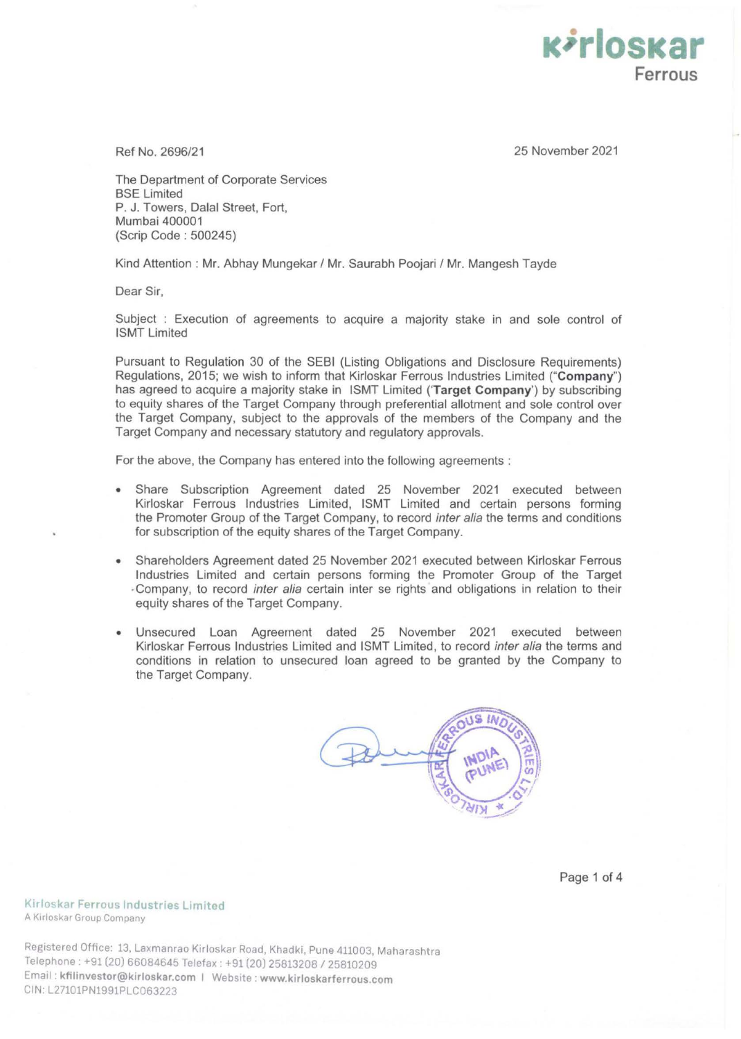Ref No. 2696/21

25 November 2021

The Department of Corporate Services
BSE Limited
P. J. Towers, Dalal Street, Fort,
Mumbai 400001
(Scrip Code : 500245)

Kind Attention : Mr. Abhay Mungekar / Mr. Saurabh Poojari / Mr. Mangesh Tayde

Dear Sir,

Subject : Execution of agreements to acquire a majority stake in and sole control of ISMT Limited

Pursuant to Regulation 30 of the SEBI (Listing Obligations and Disclosure Requirements) Regulations, 2015; we wish to inform that Kirloskar Ferrous Industries Limited ("**Company**") has agreed to acquire a majority stake in ISMT Limited ('**Target Company**') by subscribing to equity shares of the Target Company through preferential allotment and sole control over the Target Company, subject to the approvals of the members of the Company and the Target Company and necessary statutory and regulatory approvals.

For the above, the Company has entered into the following agreements :

- Share Subscription Agreement dated 25 November 2021 executed between Kirloskar Ferrous Industries Limited, ISMT Limited and certain persons forming the Promoter Group of the Target Company, to record *inter alia* the terms and conditions for subscription of the equity shares of the Target Company.
- Shareholders Agreement dated 25 November 2021 executed between Kirloskar Ferrous Industries Limited and certain persons forming the Promoter Group of the Target Company, to record *inter alia* certain inter se rights and obligations in relation to their equity shares of the Target Company.
- Unsecured Loan Agreement dated 25 November 2021 executed between Kirloskar Ferrous Industries Limited and ISMT Limited, to record *inter alia* the terms and conditions in relation to unsecured loan agreed to be granted by the Company to the Target Company.

Kirloskar Ferrous Industries Limited
A Kirloskar Group Company

Registered Office: 13, Laxmanrao Kirloskar Road, Khadki, Pune 411003, Maharashtra
Telephone : +91 (20) 66084645 Telefax : +91 (20) 25813208 / 25810209
Email : kfilinvestor@kirloskar.com | Website : www.kirloskarferrous.com
CIN: L27101PN1991PLC063223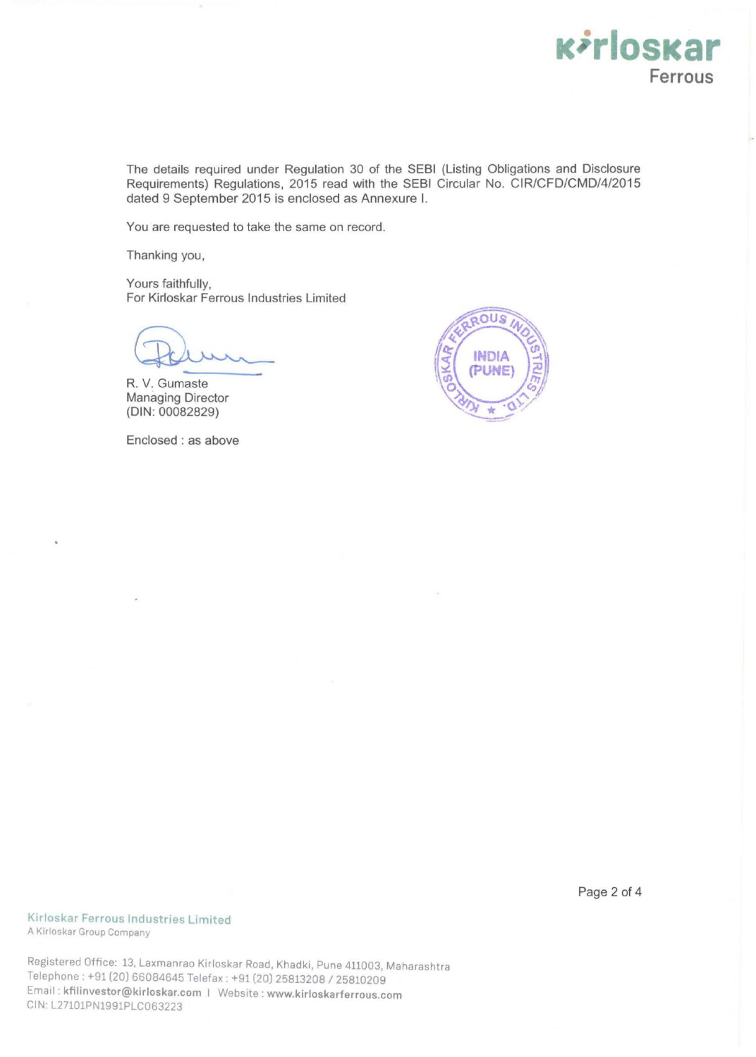The details required under Regulation 30 of the SEBI (Listing Obligations and Disclosure Requirements) Regulations, 2015 read with the SEBI Circular No. CIR/CFD/CMD/4/2015 dated 9 September 2015 is enclosed as Annexure I.

You are requested to take the same on record.

Thanking you,

Yours faithfully,
For Kirloskar Ferrous Industries Limited

R. V. Gumaste
Managing Director
(DIN: 00082829)

Enclosed : as above

Kirloskar Ferrous Industries Limited
A Kirloskar Group Company

Registered Office: 13, Laxmanrao Kirloskar Road, Khadki, Pune 411003, Maharashtra
Telephone : +91 (20) 66084645 Telefax : +91 (20) 25813208 / 25810209
Email : kfilinvestor@kirloskar.com | Website : www.kirloskarferrous.com
CIN: L27101PN1991PLC063223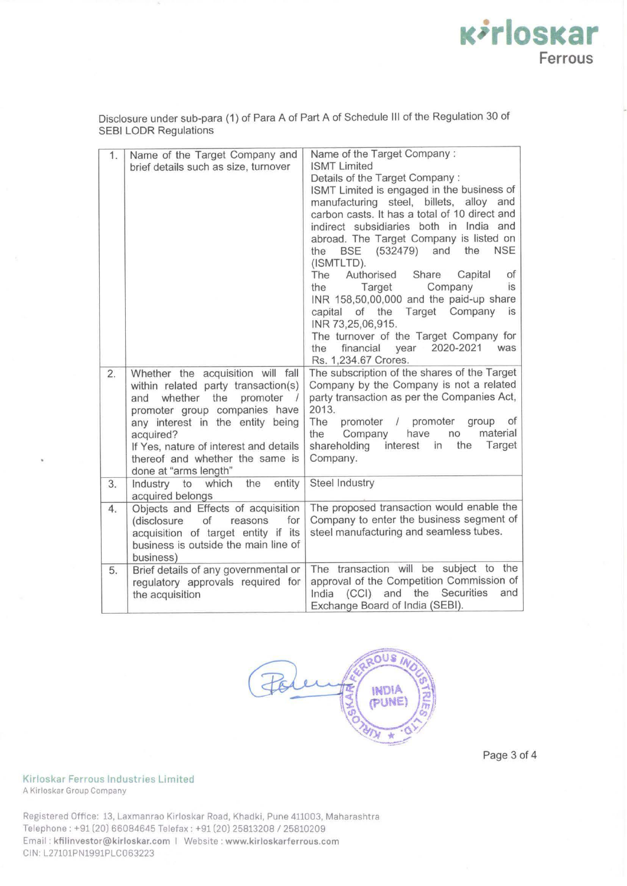Disclosure under sub-para (1) of Para A of Part A of Schedule III of the Regulation 30 of SEBI LODR Regulations

| | | |
|---|---|---|
| 1. | Name of the Target Company and brief details such as size, turnover | Name of the Target Company : ISMT Limited<br>Details of the Target Company :<br>ISMT Limited is engaged in the business of manufacturing steel, billets, alloy and carbon casts. It has a total of 10 direct and indirect subsidiaries both in India and abroad. The Target Company is listed on the BSE (532479) and the NSE (ISMTLTD).<br>The Authorised Share Capital of the Target Company is INR 158,50,00,000 and the paid-up share capital of the Target Company is INR 73,25,06,915.<br>The turnover of the Target Company for the financial year 2020-2021 was Rs. 1,234.67 Crores. |
| 2. | Whether the acquisition will fall within related party transaction(s) and whether the promoter / promoter group companies have any interest in the entity being acquired?<br>If Yes, nature of interest and details thereof and whether the same is done at "arms length" | The subscription of the shares of the Target Company by the Company is not a related party transaction as per the Companies Act, 2013.<br>The promoter / promoter group of the Company have no material shareholding interest in the Target Company. |
| 3. | Industry to which the entity acquired belongs | Steel Industry |
| 4. | Objects and Effects of acquisition (disclosure of reasons for acquisition of target entity if its business is outside the main line of business) | The proposed transaction would enable the Company to enter the business segment of steel manufacturing and seamless tubes. |
| 5. | Brief details of any governmental or regulatory approvals required for the acquisition | The transaction will be subject to the approval of the Competition Commission of India (CCI) and the Securities and Exchange Board of India (SEBI). |

Kirloskar Ferrous Industries Limited
A Kirloskar Group Company

Registered Office: 13, Laxmanrao Kirloskar Road, Khadki, Pune 411003, Maharashtra
Telephone : +91 (20) 66084645 Telefax : +91 (20) 25813208 / 25810209
Email : kfilinvestor@kirloskar.com | Website : www.kirloskarferrous.com
CIN: L27101PN1991PLC063223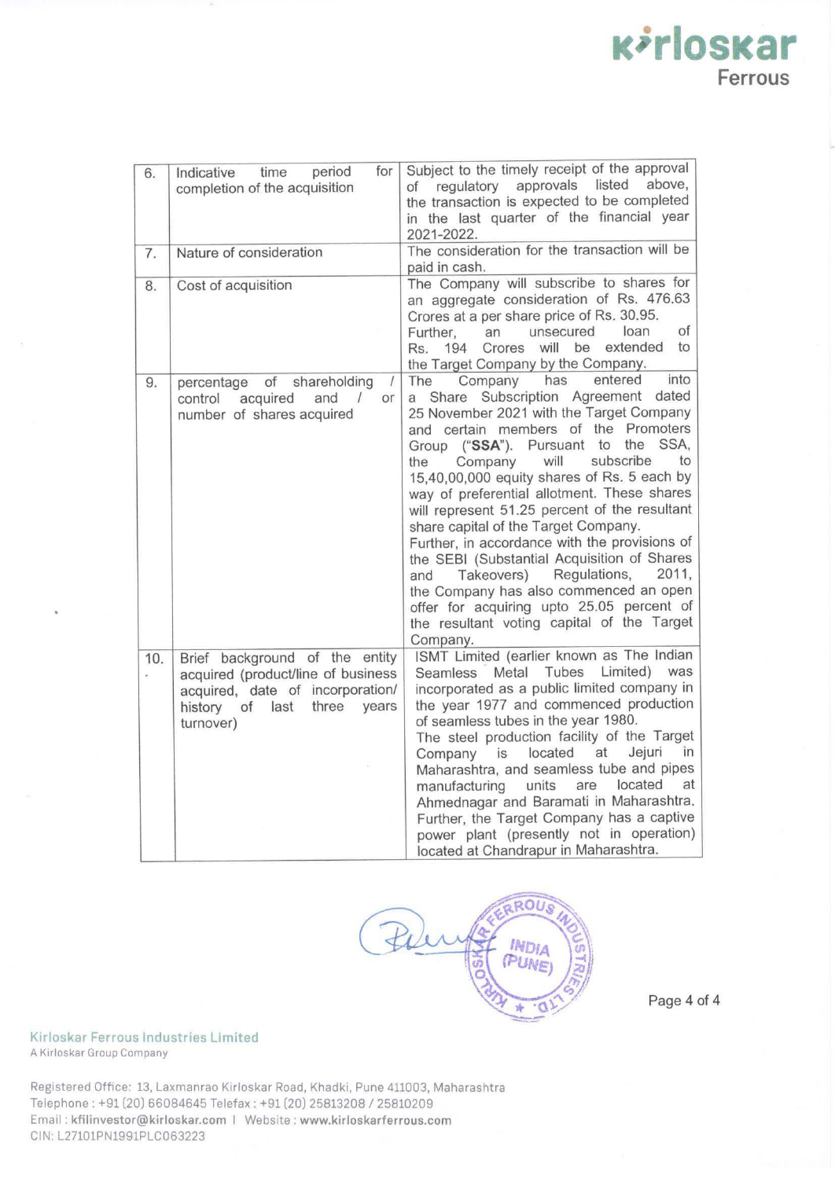| | | |
|---|---|---|
| 6. | Indicative time period for completion of the acquisition | Subject to the timely receipt of the approval of regulatory approvals listed above, the transaction is expected to be completed in the last quarter of the financial year 2021-2022. |
| 7. | Nature of consideration | The consideration for the transaction will be paid in cash. |
| 8. | Cost of acquisition | The Company will subscribe to shares for an aggregate consideration of Rs. 476.63 Crores at a per share price of Rs. 30.95.<br>Further, an unsecured loan of Rs. 194 Crores will be extended to the Target Company by the Company. |
| 9. | percentage of shareholding / control acquired and / or number of shares acquired | The Company has entered into a Share Subscription Agreement dated 25 November 2021 with the Target Company and certain members of the Promoters Group ("**SSA**"). Pursuant to the SSA, the Company will subscribe to 15,40,00,000 equity shares of Rs. 5 each by way of preferential allotment. These shares will represent 51.25 percent of the resultant share capital of the Target Company.<br>Further, in accordance with the provisions of the SEBI (Substantial Acquisition of Shares and Takeovers) Regulations, 2011, the Company has also commenced an open offer for acquiring upto 25.05 percent of the resultant voting capital of the Target Company. |
| 10. | Brief background of the entity acquired (product/line of business acquired, date of incorporation/ history of last three years turnover) | ISMT Limited (earlier known as The Indian Seamless Metal Tubes Limited) was incorporated as a public limited company in the year 1977 and commenced production of seamless tubes in the year 1980.<br>The steel production facility of the Target Company is located at Jejuri in Maharashtra, and seamless tube and pipes manufacturing units are located at Ahmednagar and Baramati in Maharashtra. Further, the Target Company has a captive power plant (presently not in operation) located at Chandrapur in Maharashtra. |

Kirloskar Ferrous Industries Limited
A Kirloskar Group Company

Registered Office: 13, Laxmanrao Kirloskar Road, Khadki, Pune 411003, Maharashtra
Telephone: +91 (20) 66084645 Telefax: +91 (20) 25813208 / 25810209
Email: kfilinvestor@kirloskar.com | Website: www.kirloskarferrous.com
CIN: L27101PN1991PLC063223